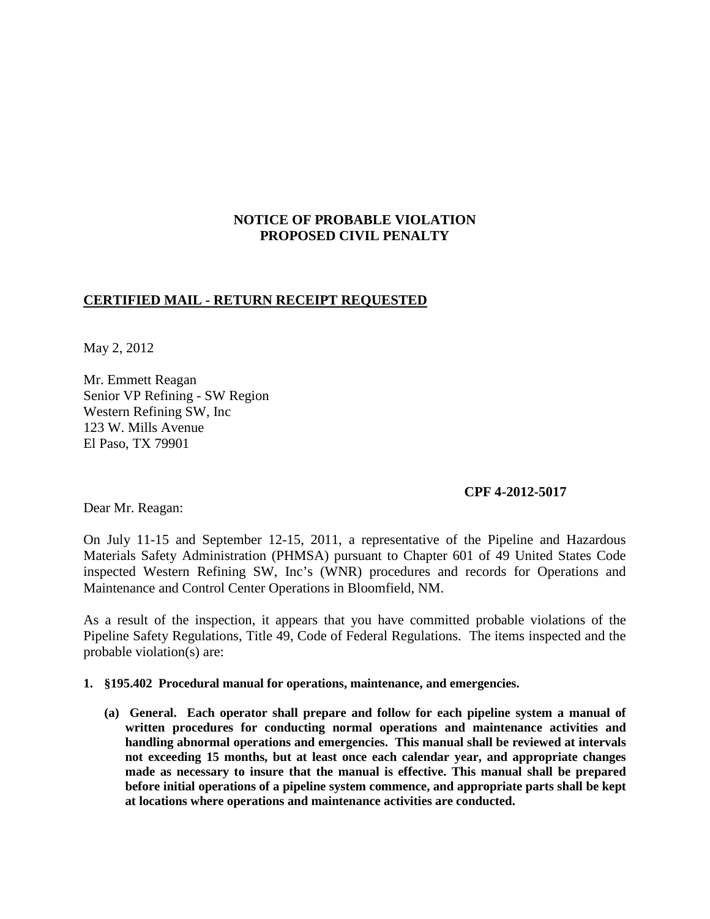**NOTICE OF PROBABLE VIOLATION**
**PROPOSED CIVIL PENALTY**

**CERTIFIED MAIL - RETURN RECEIPT REQUESTED**

May 2, 2012

Mr. Emmett Reagan
Senior VP Refining - SW Region
Western Refining SW, Inc
123 W. Mills Avenue
El Paso, TX 79901

**CPF 4-2012-5017**

Dear Mr. Reagan:

On July 11-15 and September 12-15, 2011, a representative of the Pipeline and Hazardous Materials Safety Administration (PHMSA) pursuant to Chapter 601 of 49 United States Code inspected Western Refining SW, Inc's (WNR) procedures and records for Operations and Maintenance and Control Center Operations in Bloomfield, NM.

As a result of the inspection, it appears that you have committed probable violations of the Pipeline Safety Regulations, Title 49, Code of Federal Regulations. The items inspected and the probable violation(s) are:

1. **§195.402 Procedural manual for operations, maintenance, and emergencies.**

   **(a) General. Each operator shall prepare and follow for each pipeline system a manual of written procedures for conducting normal operations and maintenance activities and handling abnormal operations and emergencies. This manual shall be reviewed at intervals not exceeding 15 months, but at least once each calendar year, and appropriate changes made as necessary to insure that the manual is effective. This manual shall be prepared before initial operations of a pipeline system commence, and appropriate parts shall be kept at locations where operations and maintenance activities are conducted.**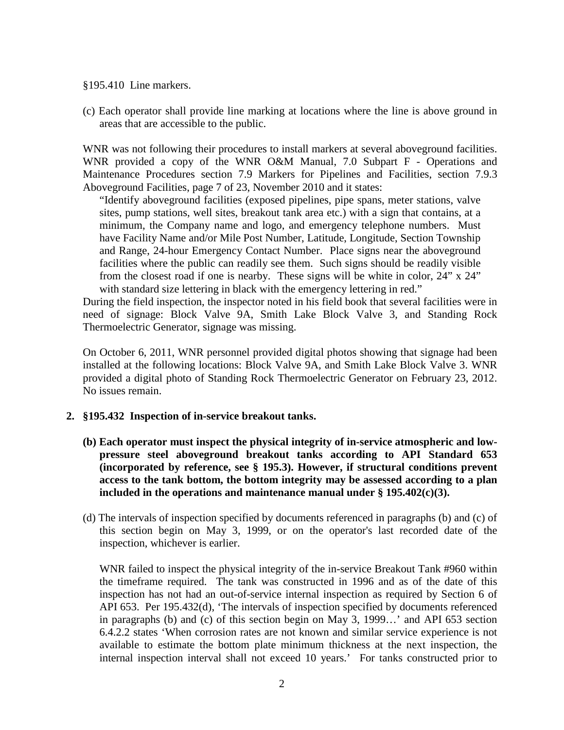§195.410 Line markers.

(c) Each operator shall provide line marking at locations where the line is above ground in areas that are accessible to the public.

WNR was not following their procedures to install markers at several aboveground facilities. WNR provided a copy of the WNR O&M Manual, 7.0 Subpart F - Operations and Maintenance Procedures section 7.9 Markers for Pipelines and Facilities, section 7.9.3 Aboveground Facilities, page 7 of 23, November 2010 and it states:

> "Identify aboveground facilities (exposed pipelines, pipe spans, meter stations, valve sites, pump stations, well sites, breakout tank area etc.) with a sign that contains, at a minimum, the Company name and logo, and emergency telephone numbers. Must have Facility Name and/or Mile Post Number, Latitude, Longitude, Section Township and Range, 24-hour Emergency Contact Number. Place signs near the aboveground facilities where the public can readily see them. Such signs should be readily visible from the closest road if one is nearby. These signs will be white in color, 24" x 24" with standard size lettering in black with the emergency lettering in red."

During the field inspection, the inspector noted in his field book that several facilities were in need of signage: Block Valve 9A, Smith Lake Block Valve 3, and Standing Rock Thermoelectric Generator, signage was missing.

On October 6, 2011, WNR personnel provided digital photos showing that signage had been installed at the following locations: Block Valve 9A, and Smith Lake Block Valve 3. WNR provided a digital photo of Standing Rock Thermoelectric Generator on February 23, 2012. No issues remain.

**2. §195.432 Inspection of in-service breakout tanks.**

**(b) Each operator must inspect the physical integrity of in-service atmospheric and low-pressure steel aboveground breakout tanks according to API Standard 653 (incorporated by reference, see § 195.3). However, if structural conditions prevent access to the tank bottom, the bottom integrity may be assessed according to a plan included in the operations and maintenance manual under § 195.402(c)(3).**

(d) The intervals of inspection specified by documents referenced in paragraphs (b) and (c) of this section begin on May 3, 1999, or on the operator's last recorded date of the inspection, whichever is earlier.

WNR failed to inspect the physical integrity of the in-service Breakout Tank #960 within the timeframe required. The tank was constructed in 1996 and as of the date of this inspection has not had an out-of-service internal inspection as required by Section 6 of API 653. Per 195.432(d), 'The intervals of inspection specified by documents referenced in paragraphs (b) and (c) of this section begin on May 3, 1999…' and API 653 section 6.4.2.2 states 'When corrosion rates are not known and similar service experience is not available to estimate the bottom plate minimum thickness at the next inspection, the internal inspection interval shall not exceed 10 years.' For tanks constructed prior to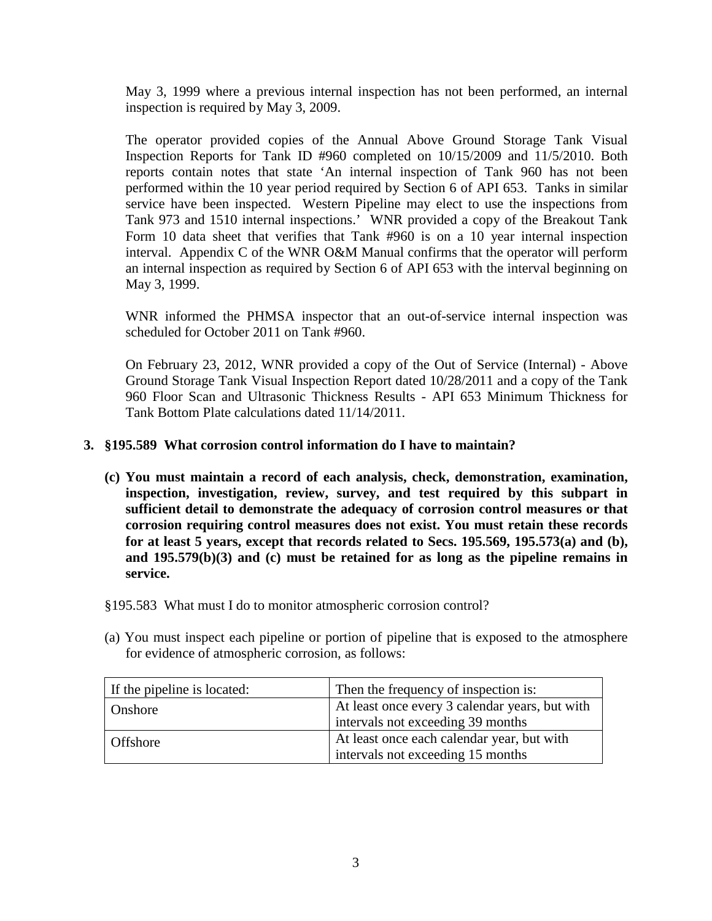May 3, 1999 where a previous internal inspection has not been performed, an internal inspection is required by May 3, 2009.

The operator provided copies of the Annual Above Ground Storage Tank Visual Inspection Reports for Tank ID #960 completed on 10/15/2009 and 11/5/2010. Both reports contain notes that state 'An internal inspection of Tank 960 has not been performed within the 10 year period required by Section 6 of API 653. Tanks in similar service have been inspected. Western Pipeline may elect to use the inspections from Tank 973 and 1510 internal inspections.' WNR provided a copy of the Breakout Tank Form 10 data sheet that verifies that Tank #960 is on a 10 year internal inspection interval. Appendix C of the WNR O&M Manual confirms that the operator will perform an internal inspection as required by Section 6 of API 653 with the interval beginning on May 3, 1999.

WNR informed the PHMSA inspector that an out-of-service internal inspection was scheduled for October 2011 on Tank #960.

On February 23, 2012, WNR provided a copy of the Out of Service (Internal) - Above Ground Storage Tank Visual Inspection Report dated 10/28/2011 and a copy of the Tank 960 Floor Scan and Ultrasonic Thickness Results - API 653 Minimum Thickness for Tank Bottom Plate calculations dated 11/14/2011.

**3. §195.589 What corrosion control information do I have to maintain?**

**(c) You must maintain a record of each analysis, check, demonstration, examination, inspection, investigation, review, survey, and test required by this subpart in sufficient detail to demonstrate the adequacy of corrosion control measures or that corrosion requiring control measures does not exist. You must retain these records for at least 5 years, except that records related to Secs. 195.569, 195.573(a) and (b), and 195.579(b)(3) and (c) must be retained for as long as the pipeline remains in service.**

§195.583 What must I do to monitor atmospheric corrosion control?

(a) You must inspect each pipeline or portion of pipeline that is exposed to the atmosphere for evidence of atmospheric corrosion, as follows:

| If the pipeline is located: | Then the frequency of inspection is: |
|---|---|
| Onshore | At least once every 3 calendar years, but with intervals not exceeding 39 months |
| Offshore | At least once each calendar year, but with intervals not exceeding 15 months |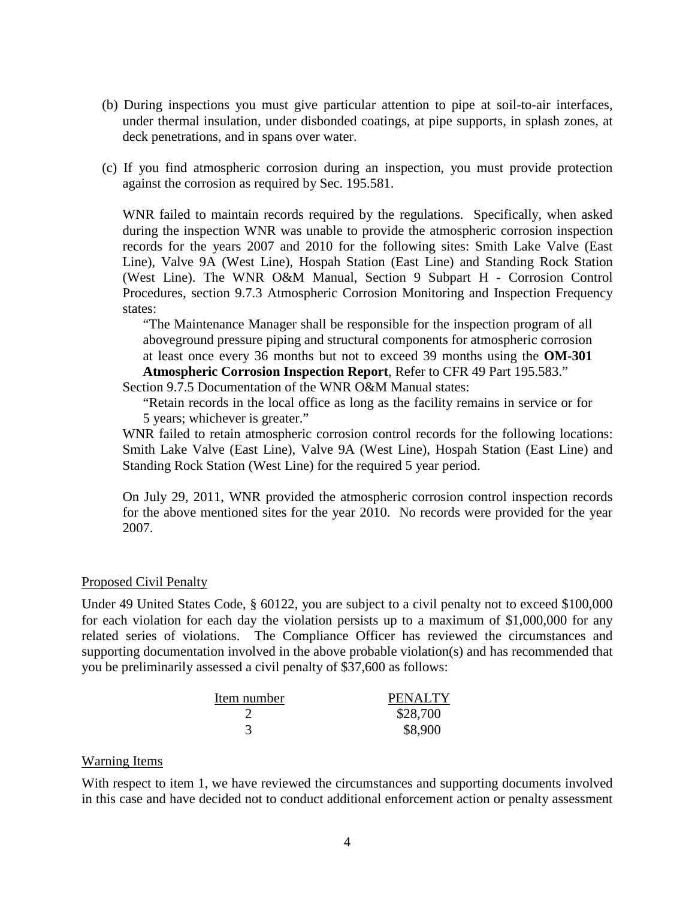(b) During inspections you must give particular attention to pipe at soil-to-air interfaces, under thermal insulation, under disbonded coatings, at pipe supports, in splash zones, at deck penetrations, and in spans over water.

(c) If you find atmospheric corrosion during an inspection, you must provide protection against the corrosion as required by Sec. 195.581.

WNR failed to maintain records required by the regulations. Specifically, when asked during the inspection WNR was unable to provide the atmospheric corrosion inspection records for the years 2007 and 2010 for the following sites: Smith Lake Valve (East Line), Valve 9A (West Line), Hospah Station (East Line) and Standing Rock Station (West Line). The WNR O&M Manual, Section 9 Subpart H - Corrosion Control Procedures, section 9.7.3 Atmospheric Corrosion Monitoring and Inspection Frequency states:

> "The Maintenance Manager shall be responsible for the inspection program of all aboveground pressure piping and structural components for atmospheric corrosion at least once every 36 months but not to exceed 39 months using the **OM-301 Atmospheric Corrosion Inspection Report**, Refer to CFR 49 Part 195.583."

Section 9.7.5 Documentation of the WNR O&M Manual states:

> "Retain records in the local office as long as the facility remains in service or for 5 years; whichever is greater."

WNR failed to retain atmospheric corrosion control records for the following locations: Smith Lake Valve (East Line), Valve 9A (West Line), Hospah Station (East Line) and Standing Rock Station (West Line) for the required 5 year period.

On July 29, 2011, WNR provided the atmospheric corrosion control inspection records for the above mentioned sites for the year 2010. No records were provided for the year 2007.

## Proposed Civil Penalty

Under 49 United States Code, § 60122, you are subject to a civil penalty not to exceed $100,000 for each violation for each day the violation persists up to a maximum of $1,000,000 for any related series of violations. The Compliance Officer has reviewed the circumstances and supporting documentation involved in the above probable violation(s) and has recommended that you be preliminarily assessed a civil penalty of $37,600 as follows:

| Item number | PENALTY |
|---|---|
| 2 | $28,700 |
| 3 | $8,900 |

## Warning Items

With respect to item 1, we have reviewed the circumstances and supporting documents involved in this case and have decided not to conduct additional enforcement action or penalty assessment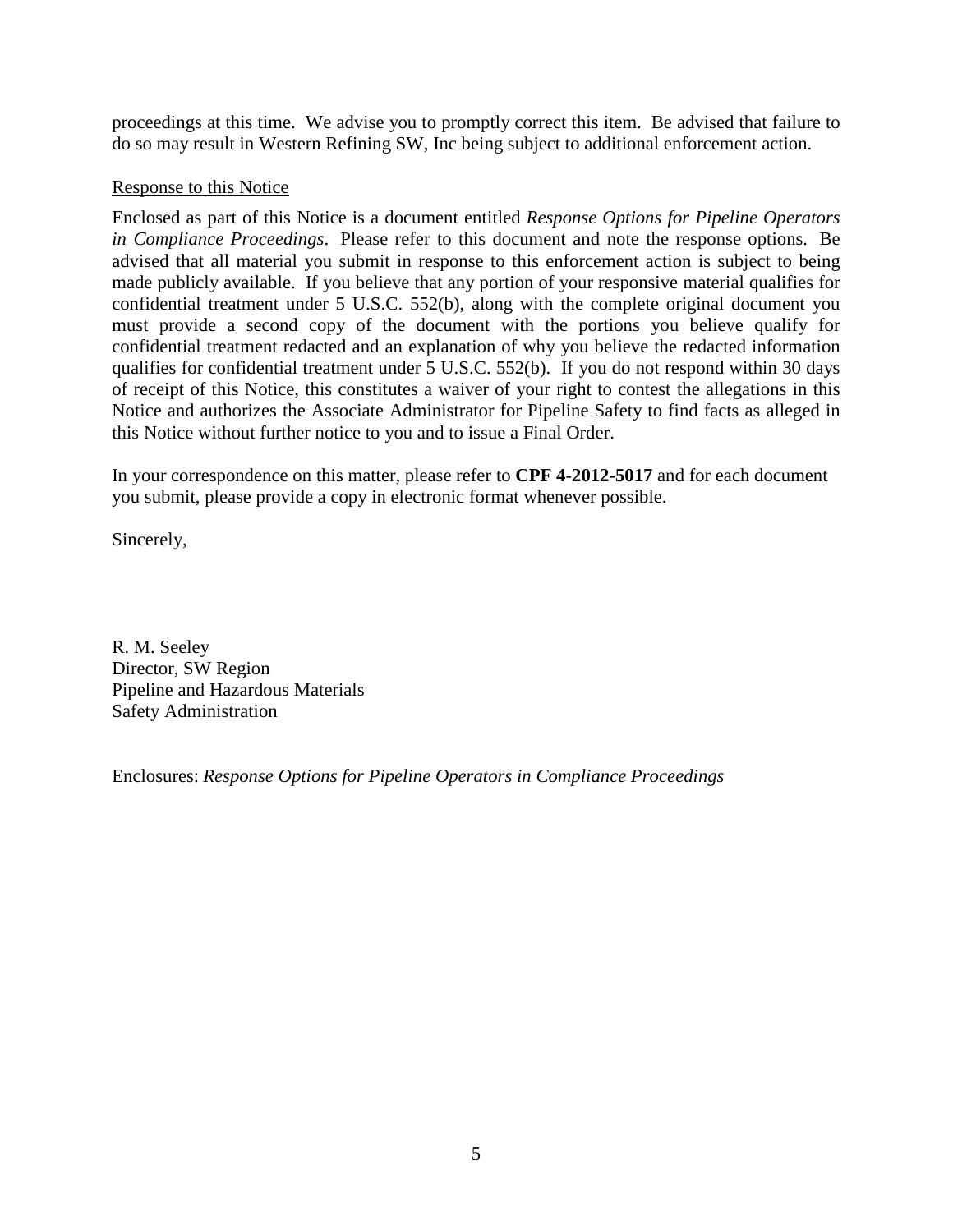proceedings at this time. We advise you to promptly correct this item. Be advised that failure to do so may result in Western Refining SW, Inc being subject to additional enforcement action.

Response to this Notice

Enclosed as part of this Notice is a document entitled *Response Options for Pipeline Operators in Compliance Proceedings*. Please refer to this document and note the response options. Be advised that all material you submit in response to this enforcement action is subject to being made publicly available. If you believe that any portion of your responsive material qualifies for confidential treatment under 5 U.S.C. 552(b), along with the complete original document you must provide a second copy of the document with the portions you believe qualify for confidential treatment redacted and an explanation of why you believe the redacted information qualifies for confidential treatment under 5 U.S.C. 552(b). If you do not respond within 30 days of receipt of this Notice, this constitutes a waiver of your right to contest the allegations in this Notice and authorizes the Associate Administrator for Pipeline Safety to find facts as alleged in this Notice without further notice to you and to issue a Final Order.

In your correspondence on this matter, please refer to **CPF 4-2012-5017** and for each document you submit, please provide a copy in electronic format whenever possible.

Sincerely,

R. M. Seeley
Director, SW Region
Pipeline and Hazardous Materials
Safety Administration

Enclosures: *Response Options for Pipeline Operators in Compliance Proceedings*